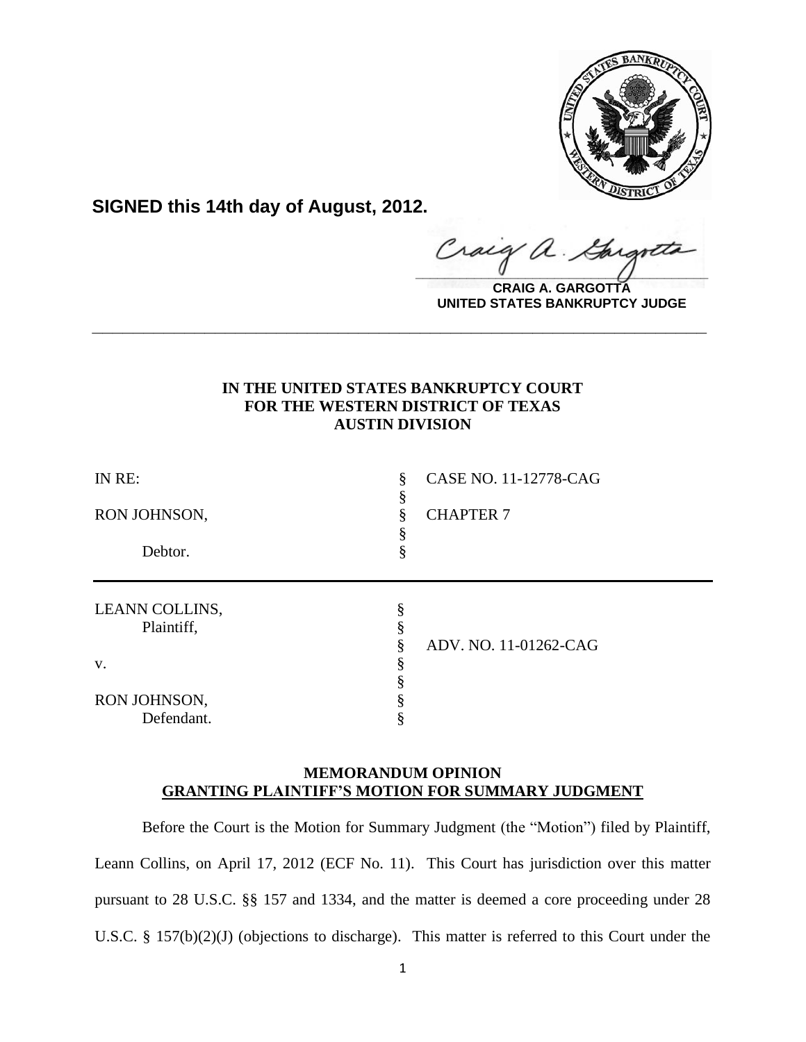**SIGNED this 14th day of August, 2012.**

**CRAIG A. GARGOTTA**
**UNITED STATES BANKRUPTCY JUDGE**

---

**IN THE UNITED STATES BANKRUPTCY COURT**
**FOR THE WESTERN DISTRICT OF TEXAS**
**AUSTIN DIVISION**

| | | |
|---|---|---|
| IN RE: | § | CASE NO. 11-12778-CAG |
| | § | |
| RON JOHNSON, | § | CHAPTER 7 |
| | § | |
| Debtor. | § | |

| | | |
|---|---|---|
| LEANN COLLINS, | § | |
| Plaintiff, | § | |
| | § | ADV. NO. 11-01262-CAG |
| v. | § | |
| | § | |
| RON JOHNSON, | § | |
| Defendant. | § | |

**MEMORANDUM OPINION**
**GRANTING PLAINTIFF'S MOTION FOR SUMMARY JUDGMENT**

Before the Court is the Motion for Summary Judgment (the "Motion") filed by Plaintiff, Leann Collins, on April 17, 2012 (ECF No. 11). This Court has jurisdiction over this matter pursuant to 28 U.S.C. §§ 157 and 1334, and the matter is deemed a core proceeding under 28 U.S.C. § 157(b)(2)(J) (objections to discharge). This matter is referred to this Court under the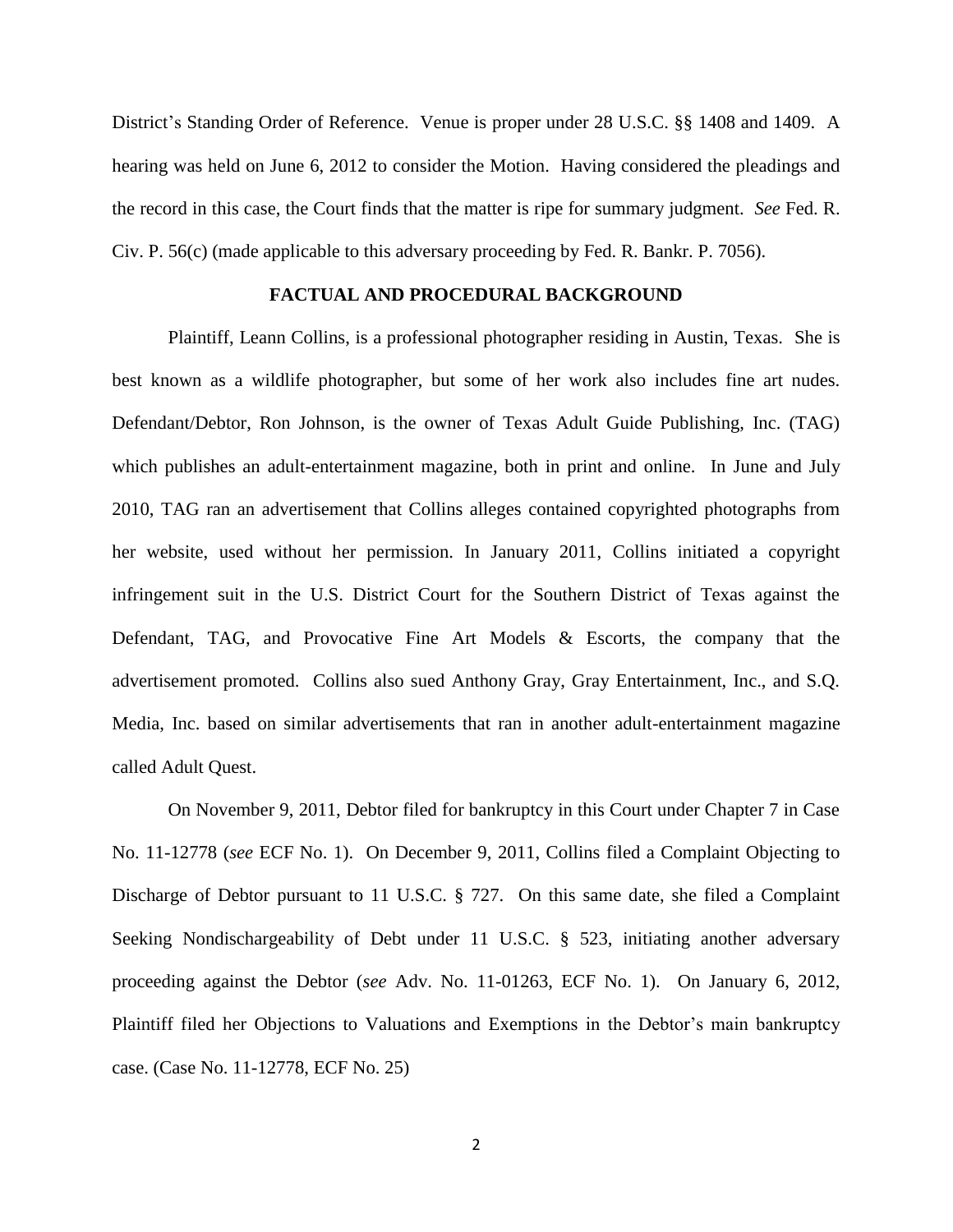District's Standing Order of Reference. Venue is proper under 28 U.S.C. §§ 1408 and 1409. A hearing was held on June 6, 2012 to consider the Motion. Having considered the pleadings and the record in this case, the Court finds that the matter is ripe for summary judgment. *See* Fed. R. Civ. P. 56(c) (made applicable to this adversary proceeding by Fed. R. Bankr. P. 7056).

**FACTUAL AND PROCEDURAL BACKGROUND**

Plaintiff, Leann Collins, is a professional photographer residing in Austin, Texas. She is best known as a wildlife photographer, but some of her work also includes fine art nudes. Defendant/Debtor, Ron Johnson, is the owner of Texas Adult Guide Publishing, Inc. (TAG) which publishes an adult-entertainment magazine, both in print and online. In June and July 2010, TAG ran an advertisement that Collins alleges contained copyrighted photographs from her website, used without her permission. In January 2011, Collins initiated a copyright infringement suit in the U.S. District Court for the Southern District of Texas against the Defendant, TAG, and Provocative Fine Art Models & Escorts, the company that the advertisement promoted. Collins also sued Anthony Gray, Gray Entertainment, Inc., and S.Q. Media, Inc. based on similar advertisements that ran in another adult-entertainment magazine called Adult Quest.

On November 9, 2011, Debtor filed for bankruptcy in this Court under Chapter 7 in Case No. 11-12778 (*see* ECF No. 1). On December 9, 2011, Collins filed a Complaint Objecting to Discharge of Debtor pursuant to 11 U.S.C. § 727. On this same date, she filed a Complaint Seeking Nondischargeability of Debt under 11 U.S.C. § 523, initiating another adversary proceeding against the Debtor (*see* Adv. No. 11-01263, ECF No. 1). On January 6, 2012, Plaintiff filed her Objections to Valuations and Exemptions in the Debtor's main bankruptcy case. (Case No. 11-12778, ECF No. 25)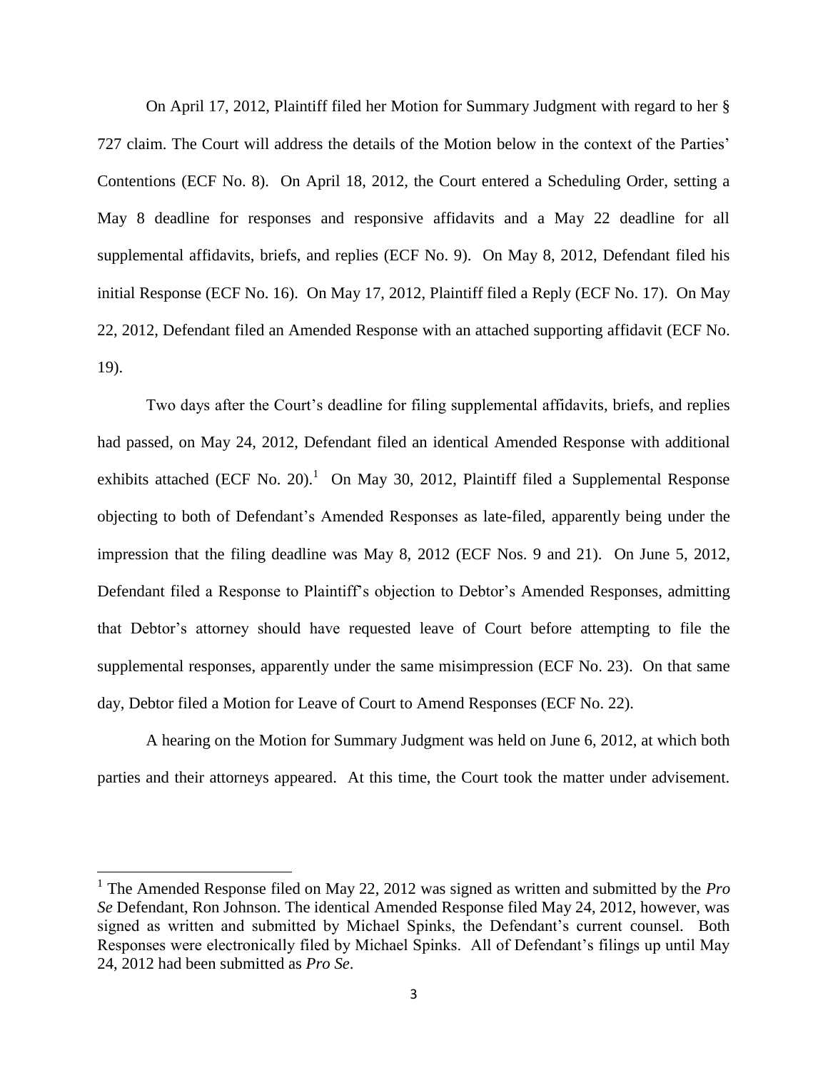On April 17, 2012, Plaintiff filed her Motion for Summary Judgment with regard to her § 727 claim. The Court will address the details of the Motion below in the context of the Parties' Contentions (ECF No. 8). On April 18, 2012, the Court entered a Scheduling Order, setting a May 8 deadline for responses and responsive affidavits and a May 22 deadline for all supplemental affidavits, briefs, and replies (ECF No. 9). On May 8, 2012, Defendant filed his initial Response (ECF No. 16). On May 17, 2012, Plaintiff filed a Reply (ECF No. 17). On May 22, 2012, Defendant filed an Amended Response with an attached supporting affidavit (ECF No. 19).

Two days after the Court's deadline for filing supplemental affidavits, briefs, and replies had passed, on May 24, 2012, Defendant filed an identical Amended Response with additional exhibits attached (ECF No. 20).[1] On May 30, 2012, Plaintiff filed a Supplemental Response objecting to both of Defendant's Amended Responses as late-filed, apparently being under the impression that the filing deadline was May 8, 2012 (ECF Nos. 9 and 21). On June 5, 2012, Defendant filed a Response to Plaintiff's objection to Debtor's Amended Responses, admitting that Debtor's attorney should have requested leave of Court before attempting to file the supplemental responses, apparently under the same misimpression (ECF No. 23). On that same day, Debtor filed a Motion for Leave of Court to Amend Responses (ECF No. 22).

A hearing on the Motion for Summary Judgment was held on June 6, 2012, at which both parties and their attorneys appeared. At this time, the Court took the matter under advisement.

[1] The Amended Response filed on May 22, 2012 was signed as written and submitted by the *Pro Se* Defendant, Ron Johnson. The identical Amended Response filed May 24, 2012, however, was signed as written and submitted by Michael Spinks, the Defendant's current counsel. Both Responses were electronically filed by Michael Spinks. All of Defendant's filings up until May 24, 2012 had been submitted as *Pro Se*.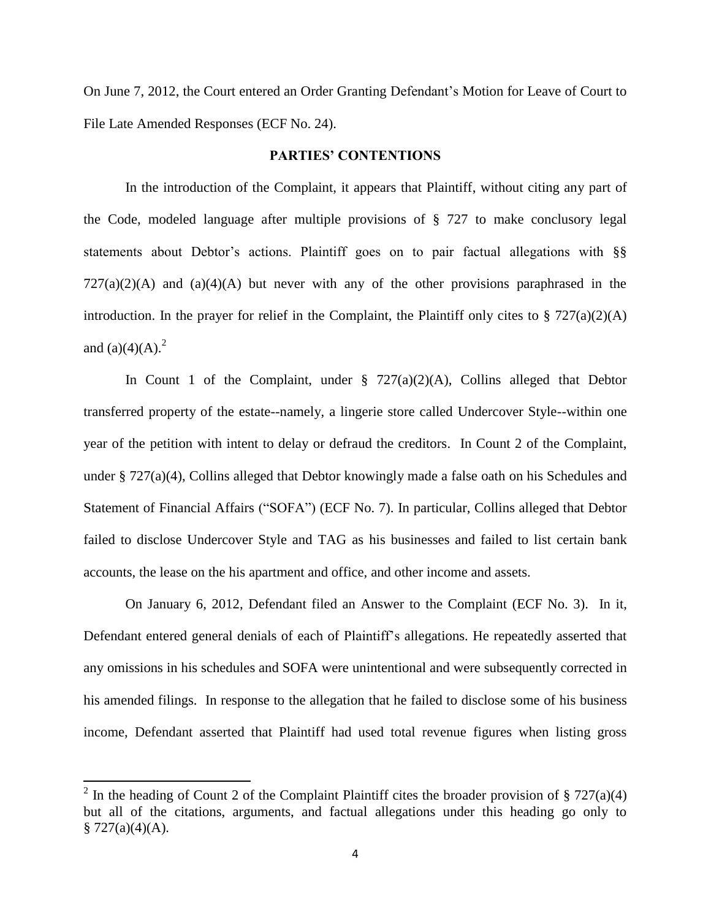On June 7, 2012, the Court entered an Order Granting Defendant's Motion for Leave of Court to File Late Amended Responses (ECF No. 24).

**PARTIES' CONTENTIONS**

In the introduction of the Complaint, it appears that Plaintiff, without citing any part of the Code, modeled language after multiple provisions of § 727 to make conclusory legal statements about Debtor's actions. Plaintiff goes on to pair factual allegations with §§ 727(a)(2)(A) and (a)(4)(A) but never with any of the other provisions paraphrased in the introduction. In the prayer for relief in the Complaint, the Plaintiff only cites to § 727(a)(2)(A) and (a)(4)(A).[2]

In Count 1 of the Complaint, under § 727(a)(2)(A), Collins alleged that Debtor transferred property of the estate--namely, a lingerie store called Undercover Style--within one year of the petition with intent to delay or defraud the creditors. In Count 2 of the Complaint, under § 727(a)(4), Collins alleged that Debtor knowingly made a false oath on his Schedules and Statement of Financial Affairs ("SOFA") (ECF No. 7). In particular, Collins alleged that Debtor failed to disclose Undercover Style and TAG as his businesses and failed to list certain bank accounts, the lease on the his apartment and office, and other income and assets.

On January 6, 2012, Defendant filed an Answer to the Complaint (ECF No. 3). In it, Defendant entered general denials of each of Plaintiff's allegations. He repeatedly asserted that any omissions in his schedules and SOFA were unintentional and were subsequently corrected in his amended filings. In response to the allegation that he failed to disclose some of his business income, Defendant asserted that Plaintiff had used total revenue figures when listing gross

[2] In the heading of Count 2 of the Complaint Plaintiff cites the broader provision of § 727(a)(4) but all of the citations, arguments, and factual allegations under this heading go only to § 727(a)(4)(A).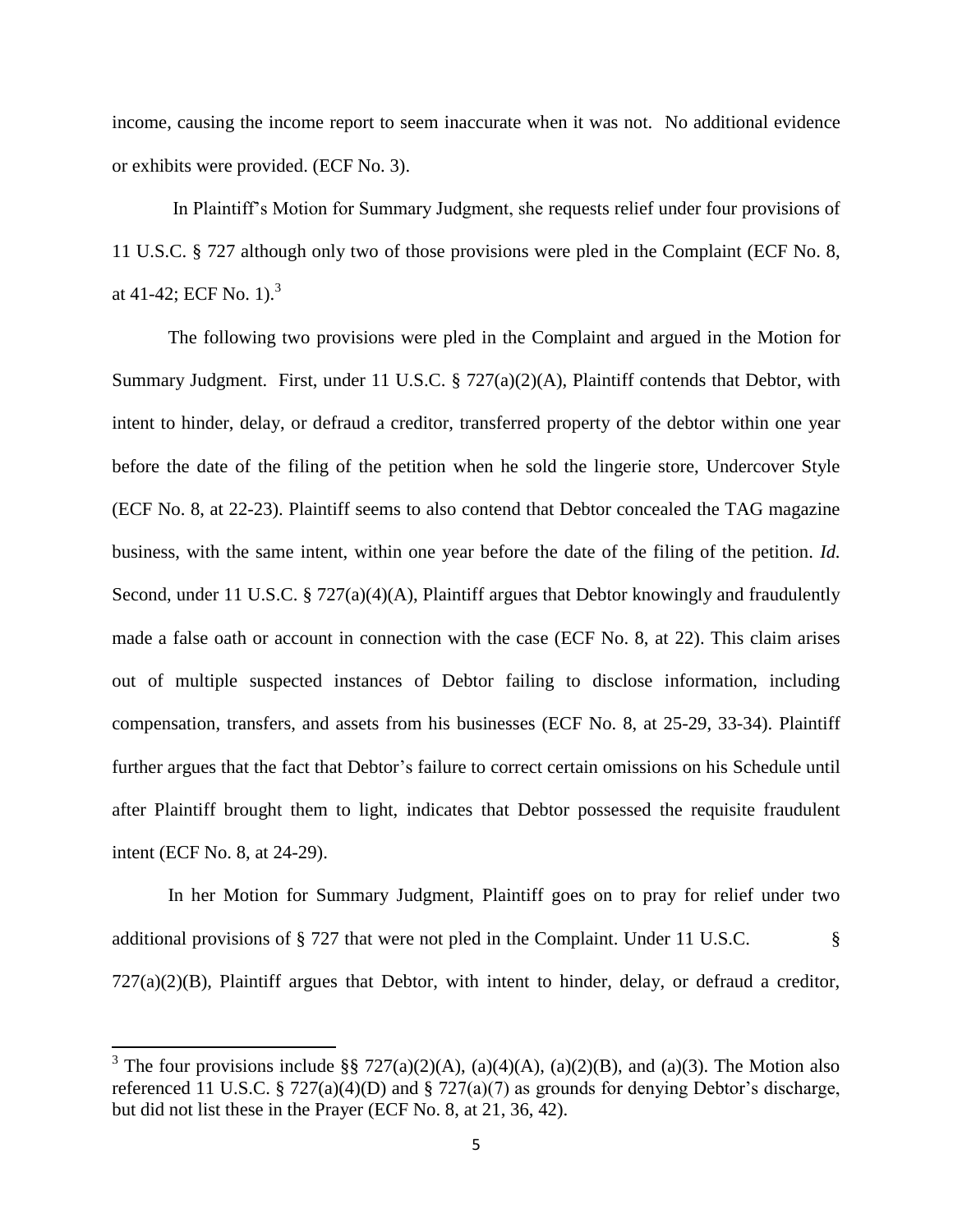income, causing the income report to seem inaccurate when it was not. No additional evidence or exhibits were provided. (ECF No. 3).

In Plaintiff's Motion for Summary Judgment, she requests relief under four provisions of 11 U.S.C. § 727 although only two of those provisions were pled in the Complaint (ECF No. 8, at 41-42; ECF No. 1).[3]

The following two provisions were pled in the Complaint and argued in the Motion for Summary Judgment. First, under 11 U.S.C. § 727(a)(2)(A), Plaintiff contends that Debtor, with intent to hinder, delay, or defraud a creditor, transferred property of the debtor within one year before the date of the filing of the petition when he sold the lingerie store, Undercover Style (ECF No. 8, at 22-23). Plaintiff seems to also contend that Debtor concealed the TAG magazine business, with the same intent, within one year before the date of the filing of the petition. *Id.* Second, under 11 U.S.C. § 727(a)(4)(A), Plaintiff argues that Debtor knowingly and fraudulently made a false oath or account in connection with the case (ECF No. 8, at 22). This claim arises out of multiple suspected instances of Debtor failing to disclose information, including compensation, transfers, and assets from his businesses (ECF No. 8, at 25-29, 33-34). Plaintiff further argues that the fact that Debtor's failure to correct certain omissions on his Schedule until after Plaintiff brought them to light, indicates that Debtor possessed the requisite fraudulent intent (ECF No. 8, at 24-29).

In her Motion for Summary Judgment, Plaintiff goes on to pray for relief under two additional provisions of § 727 that were not pled in the Complaint. Under 11 U.S.C. § 727(a)(2)(B), Plaintiff argues that Debtor, with intent to hinder, delay, or defraud a creditor,

[3] The four provisions include §§ 727(a)(2)(A), (a)(4)(A), (a)(2)(B), and (a)(3). The Motion also referenced 11 U.S.C. § 727(a)(4)(D) and § 727(a)(7) as grounds for denying Debtor's discharge, but did not list these in the Prayer (ECF No. 8, at 21, 36, 42).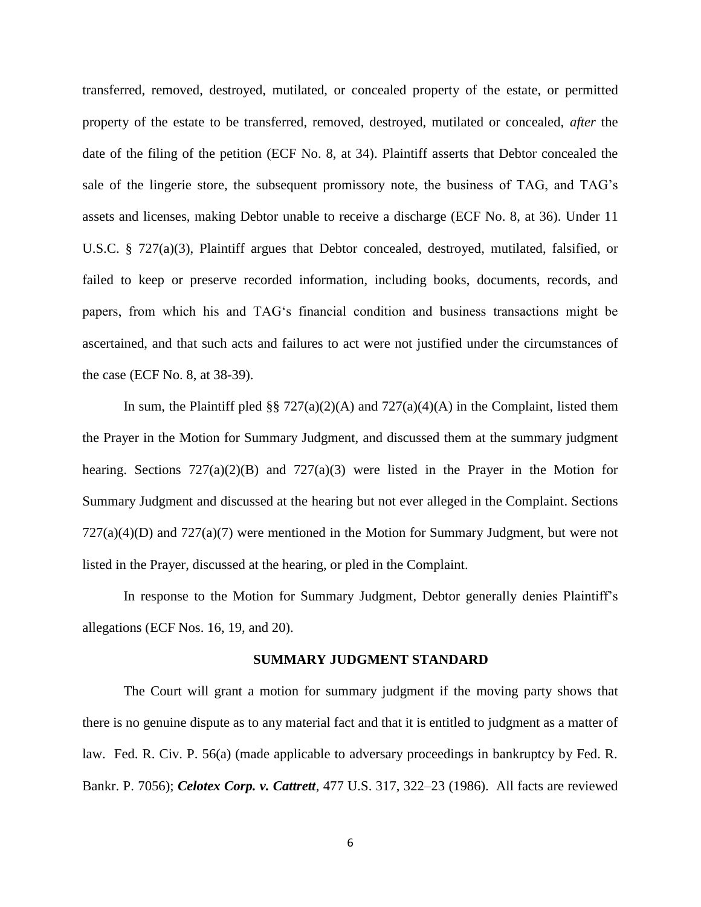transferred, removed, destroyed, mutilated, or concealed property of the estate, or permitted property of the estate to be transferred, removed, destroyed, mutilated or concealed, *after* the date of the filing of the petition (ECF No. 8, at 34). Plaintiff asserts that Debtor concealed the sale of the lingerie store, the subsequent promissory note, the business of TAG, and TAG's assets and licenses, making Debtor unable to receive a discharge (ECF No. 8, at 36). Under 11 U.S.C. § 727(a)(3), Plaintiff argues that Debtor concealed, destroyed, mutilated, falsified, or failed to keep or preserve recorded information, including books, documents, records, and papers, from which his and TAG's financial condition and business transactions might be ascertained, and that such acts and failures to act were not justified under the circumstances of the case (ECF No. 8, at 38-39).

In sum, the Plaintiff pled §§ 727(a)(2)(A) and 727(a)(4)(A) in the Complaint, listed them the Prayer in the Motion for Summary Judgment, and discussed them at the summary judgment hearing. Sections 727(a)(2)(B) and 727(a)(3) were listed in the Prayer in the Motion for Summary Judgment and discussed at the hearing but not ever alleged in the Complaint. Sections 727(a)(4)(D) and 727(a)(7) were mentioned in the Motion for Summary Judgment, but were not listed in the Prayer, discussed at the hearing, or pled in the Complaint.

In response to the Motion for Summary Judgment, Debtor generally denies Plaintiff's allegations (ECF Nos. 16, 19, and 20).

## SUMMARY JUDGMENT STANDARD

The Court will grant a motion for summary judgment if the moving party shows that there is no genuine dispute as to any material fact and that it is entitled to judgment as a matter of law. Fed. R. Civ. P. 56(a) (made applicable to adversary proceedings in bankruptcy by Fed. R. Bankr. P. 7056); ***Celotex Corp. v. Cattrett***, 477 U.S. 317, 322–23 (1986). All facts are reviewed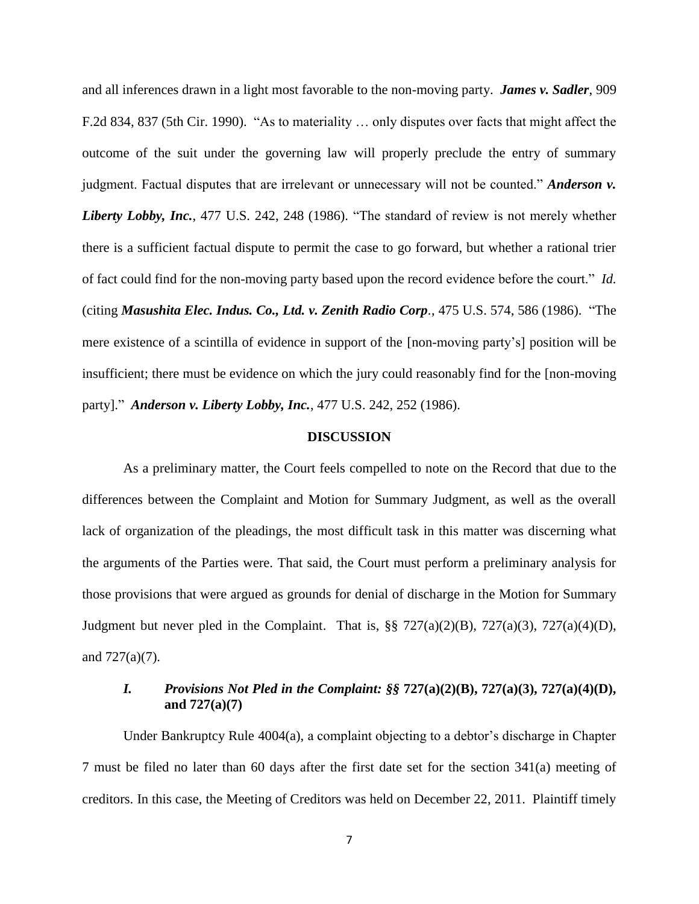and all inferences drawn in a light most favorable to the non-moving party. ***James v. Sadler***, 909 F.2d 834, 837 (5th Cir. 1990). "As to materiality … only disputes over facts that might affect the outcome of the suit under the governing law will properly preclude the entry of summary judgment. Factual disputes that are irrelevant or unnecessary will not be counted." ***Anderson v. Liberty Lobby, Inc.***, 477 U.S. 242, 248 (1986). "The standard of review is not merely whether there is a sufficient factual dispute to permit the case to go forward, but whether a rational trier of fact could find for the non-moving party based upon the record evidence before the court." *Id.* (citing ***Masushita Elec. Indus. Co., Ltd. v. Zenith Radio Corp***., 475 U.S. 574, 586 (1986). "The mere existence of a scintilla of evidence in support of the [non-moving party's] position will be insufficient; there must be evidence on which the jury could reasonably find for the [non-moving party]." ***Anderson v. Liberty Lobby, Inc.***, 477 U.S. 242, 252 (1986).

## DISCUSSION

As a preliminary matter, the Court feels compelled to note on the Record that due to the differences between the Complaint and Motion for Summary Judgment, as well as the overall lack of organization of the pleadings, the most difficult task in this matter was discerning what the arguments of the Parties were. That said, the Court must perform a preliminary analysis for those provisions that were argued as grounds for denial of discharge in the Motion for Summary Judgment but never pled in the Complaint. That is, §§ 727(a)(2)(B), 727(a)(3), 727(a)(4)(D), and 727(a)(7).

### *I. Provisions Not Pled in the Complaint: §§* 727(a)(2)(B), 727(a)(3), 727(a)(4)(D), and 727(a)(7)

Under Bankruptcy Rule 4004(a), a complaint objecting to a debtor's discharge in Chapter 7 must be filed no later than 60 days after the first date set for the section 341(a) meeting of creditors. In this case, the Meeting of Creditors was held on December 22, 2011. Plaintiff timely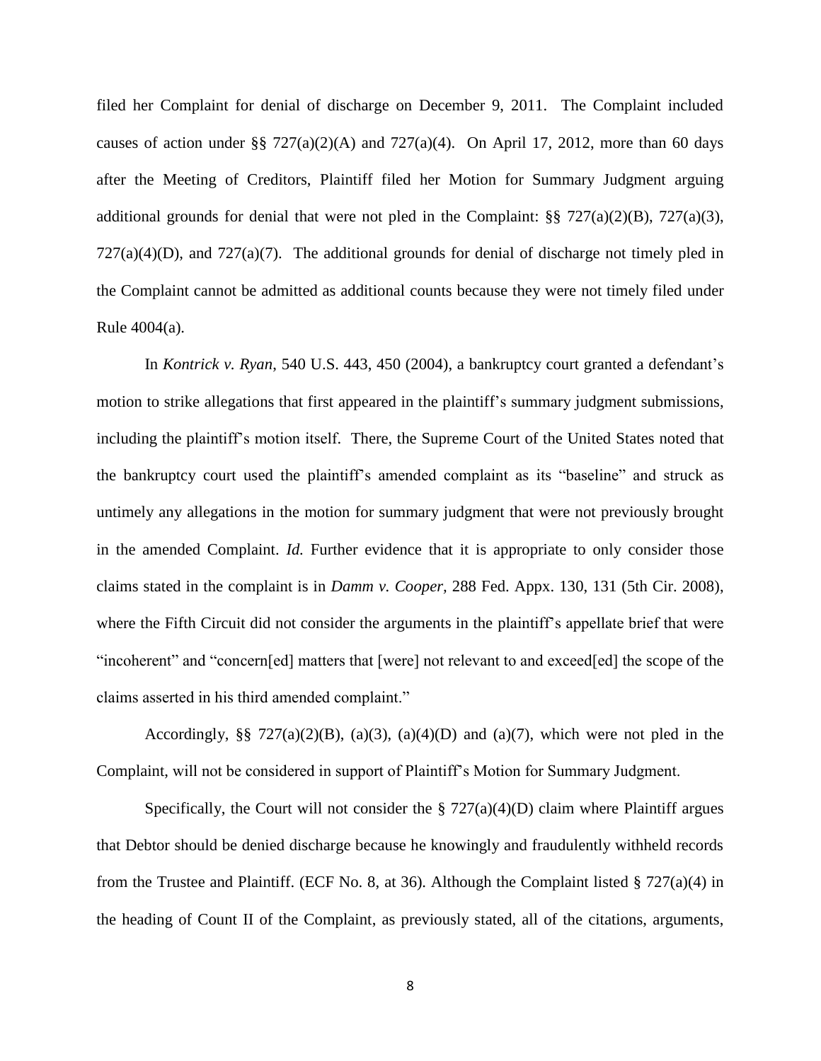filed her Complaint for denial of discharge on December 9, 2011. The Complaint included causes of action under §§ 727(a)(2)(A) and 727(a)(4). On April 17, 2012, more than 60 days after the Meeting of Creditors, Plaintiff filed her Motion for Summary Judgment arguing additional grounds for denial that were not pled in the Complaint: §§ 727(a)(2)(B), 727(a)(3), 727(a)(4)(D), and 727(a)(7). The additional grounds for denial of discharge not timely pled in the Complaint cannot be admitted as additional counts because they were not timely filed under Rule 4004(a).

In *Kontrick v. Ryan*, 540 U.S. 443, 450 (2004), a bankruptcy court granted a defendant's motion to strike allegations that first appeared in the plaintiff's summary judgment submissions, including the plaintiff's motion itself. There, the Supreme Court of the United States noted that the bankruptcy court used the plaintiff's amended complaint as its "baseline" and struck as untimely any allegations in the motion for summary judgment that were not previously brought in the amended Complaint. *Id.* Further evidence that it is appropriate to only consider those claims stated in the complaint is in *Damm v. Cooper*, 288 Fed. Appx. 130, 131 (5th Cir. 2008), where the Fifth Circuit did not consider the arguments in the plaintiff's appellate brief that were "incoherent" and "concern[ed] matters that [were] not relevant to and exceed[ed] the scope of the claims asserted in his third amended complaint."

Accordingly, §§ 727(a)(2)(B), (a)(3), (a)(4)(D) and (a)(7), which were not pled in the Complaint, will not be considered in support of Plaintiff's Motion for Summary Judgment.

Specifically, the Court will not consider the § 727(a)(4)(D) claim where Plaintiff argues that Debtor should be denied discharge because he knowingly and fraudulently withheld records from the Trustee and Plaintiff. (ECF No. 8, at 36). Although the Complaint listed § 727(a)(4) in the heading of Count II of the Complaint, as previously stated, all of the citations, arguments,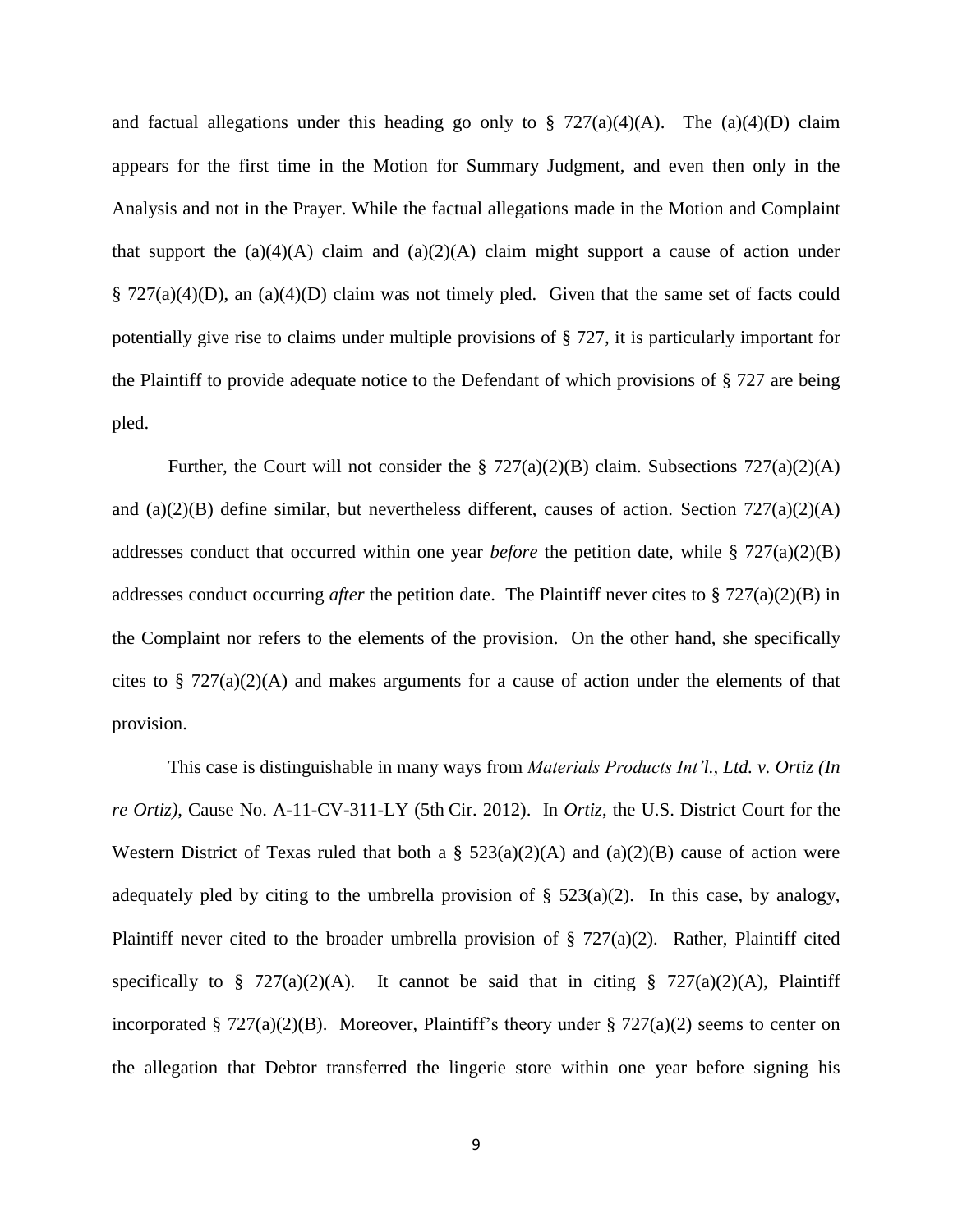and factual allegations under this heading go only to § 727(a)(4)(A). The (a)(4)(D) claim appears for the first time in the Motion for Summary Judgment, and even then only in the Analysis and not in the Prayer. While the factual allegations made in the Motion and Complaint that support the (a)(4)(A) claim and (a)(2)(A) claim might support a cause of action under § 727(a)(4)(D), an (a)(4)(D) claim was not timely pled. Given that the same set of facts could potentially give rise to claims under multiple provisions of § 727, it is particularly important for the Plaintiff to provide adequate notice to the Defendant of which provisions of § 727 are being pled.

Further, the Court will not consider the § 727(a)(2)(B) claim. Subsections 727(a)(2)(A) and (a)(2)(B) define similar, but nevertheless different, causes of action. Section 727(a)(2)(A) addresses conduct that occurred within one year *before* the petition date, while § 727(a)(2)(B) addresses conduct occurring *after* the petition date. The Plaintiff never cites to § 727(a)(2)(B) in the Complaint nor refers to the elements of the provision. On the other hand, she specifically cites to § 727(a)(2)(A) and makes arguments for a cause of action under the elements of that provision.

This case is distinguishable in many ways from *Materials Products Int'l., Ltd. v. Ortiz (In re Ortiz)*, Cause No. A-11-CV-311-LY (5th Cir. 2012). In *Ortiz*, the U.S. District Court for the Western District of Texas ruled that both a § 523(a)(2)(A) and (a)(2)(B) cause of action were adequately pled by citing to the umbrella provision of § 523(a)(2). In this case, by analogy, Plaintiff never cited to the broader umbrella provision of § 727(a)(2). Rather, Plaintiff cited specifically to § 727(a)(2)(A). It cannot be said that in citing § 727(a)(2)(A), Plaintiff incorporated § 727(a)(2)(B). Moreover, Plaintiff's theory under § 727(a)(2) seems to center on the allegation that Debtor transferred the lingerie store within one year before signing his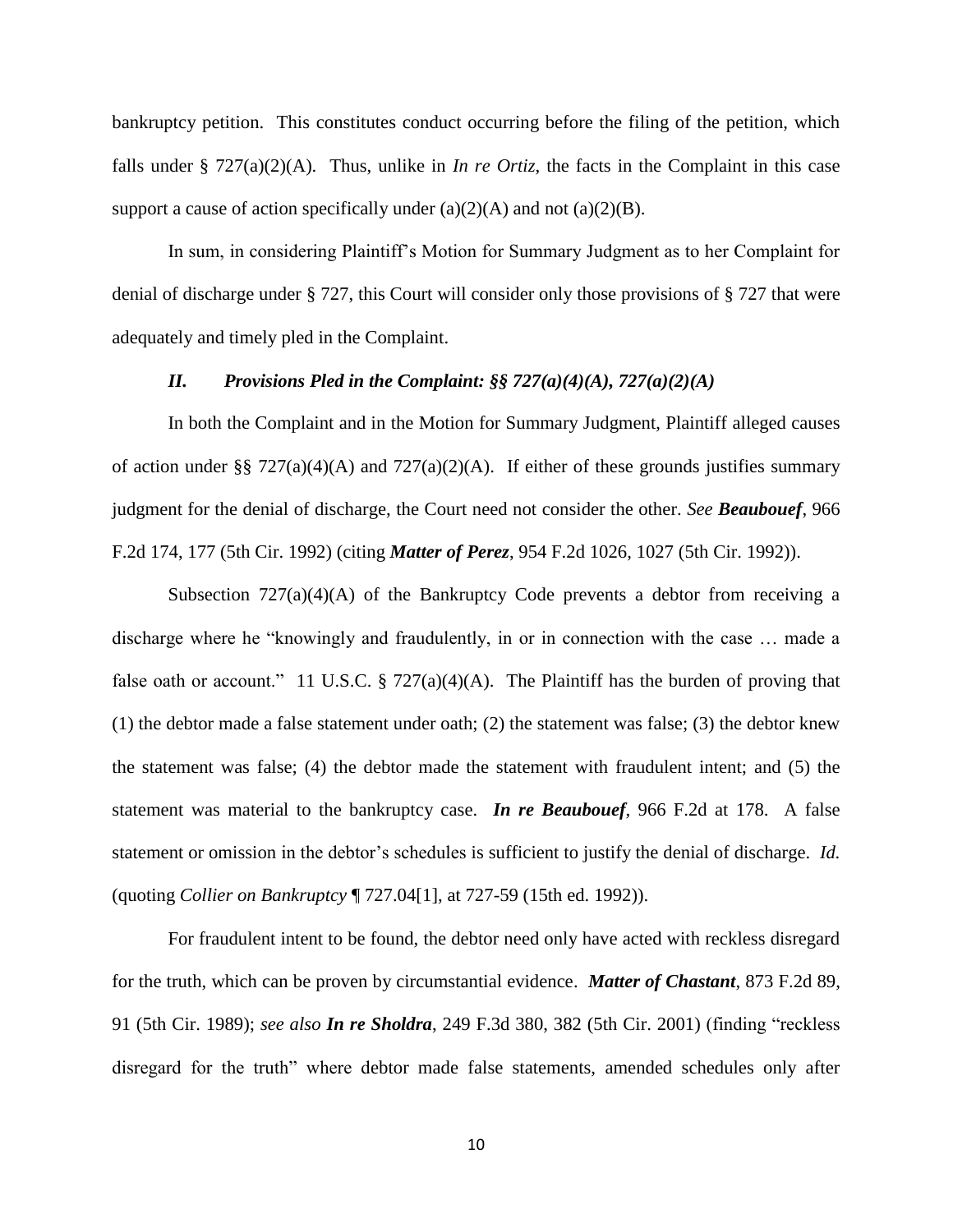bankruptcy petition. This constitutes conduct occurring before the filing of the petition, which falls under § 727(a)(2)(A). Thus, unlike in *In re Ortiz*, the facts in the Complaint in this case support a cause of action specifically under (a)(2)(A) and not (a)(2)(B).

In sum, in considering Plaintiff's Motion for Summary Judgment as to her Complaint for denial of discharge under § 727, this Court will consider only those provisions of § 727 that were adequately and timely pled in the Complaint.

### *II. Provisions Pled in the Complaint: §§ 727(a)(4)(A), 727(a)(2)(A)*

In both the Complaint and in the Motion for Summary Judgment, Plaintiff alleged causes of action under §§ 727(a)(4)(A) and 727(a)(2)(A). If either of these grounds justifies summary judgment for the denial of discharge, the Court need not consider the other. *See* ***Beaubouef***, 966 F.2d 174, 177 (5th Cir. 1992) (citing ***Matter of Perez***, 954 F.2d 1026, 1027 (5th Cir. 1992)).

Subsection 727(a)(4)(A) of the Bankruptcy Code prevents a debtor from receiving a discharge where he "knowingly and fraudulently, in or in connection with the case … made a false oath or account." 11 U.S.C. § 727(a)(4)(A). The Plaintiff has the burden of proving that (1) the debtor made a false statement under oath; (2) the statement was false; (3) the debtor knew the statement was false; (4) the debtor made the statement with fraudulent intent; and (5) the statement was material to the bankruptcy case. ***In re Beaubouef***, 966 F.2d at 178. A false statement or omission in the debtor's schedules is sufficient to justify the denial of discharge. *Id.* (quoting *Collier on Bankruptcy* ¶ 727.04[1], at 727-59 (15th ed. 1992)).

For fraudulent intent to be found, the debtor need only have acted with reckless disregard for the truth, which can be proven by circumstantial evidence. ***Matter of Chastant***, 873 F.2d 89, 91 (5th Cir. 1989); *see also* ***In re Sholdra***, 249 F.3d 380, 382 (5th Cir. 2001) (finding "reckless disregard for the truth" where debtor made false statements, amended schedules only after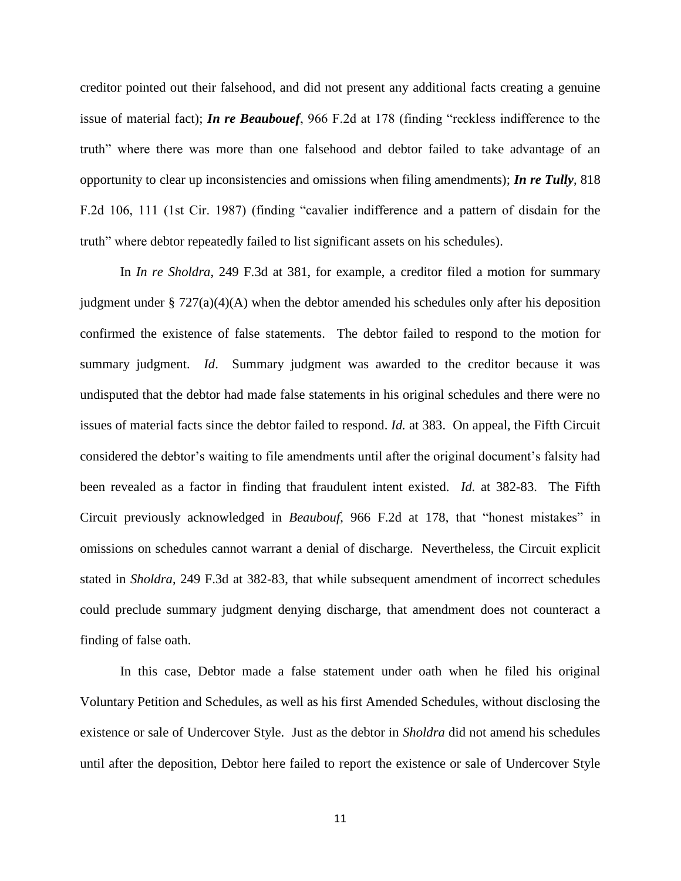creditor pointed out their falsehood, and did not present any additional facts creating a genuine issue of material fact); ***In re Beaubouef***, 966 F.2d at 178 (finding "reckless indifference to the truth" where there was more than one falsehood and debtor failed to take advantage of an opportunity to clear up inconsistencies and omissions when filing amendments); ***In re Tully***, 818 F.2d 106, 111 (1st Cir. 1987) (finding "cavalier indifference and a pattern of disdain for the truth" where debtor repeatedly failed to list significant assets on his schedules).

In *In re Sholdra*, 249 F.3d at 381, for example, a creditor filed a motion for summary judgment under § 727(a)(4)(A) when the debtor amended his schedules only after his deposition confirmed the existence of false statements. The debtor failed to respond to the motion for summary judgment. *Id*. Summary judgment was awarded to the creditor because it was undisputed that the debtor had made false statements in his original schedules and there were no issues of material facts since the debtor failed to respond. *Id.* at 383. On appeal, the Fifth Circuit considered the debtor's waiting to file amendments until after the original document's falsity had been revealed as a factor in finding that fraudulent intent existed. *Id.* at 382-83. The Fifth Circuit previously acknowledged in *Beaubouf*, 966 F.2d at 178, that "honest mistakes" in omissions on schedules cannot warrant a denial of discharge. Nevertheless, the Circuit explicit stated in *Sholdra*, 249 F.3d at 382-83, that while subsequent amendment of incorrect schedules could preclude summary judgment denying discharge, that amendment does not counteract a finding of false oath.

In this case, Debtor made a false statement under oath when he filed his original Voluntary Petition and Schedules, as well as his first Amended Schedules, without disclosing the existence or sale of Undercover Style. Just as the debtor in *Sholdra* did not amend his schedules until after the deposition, Debtor here failed to report the existence or sale of Undercover Style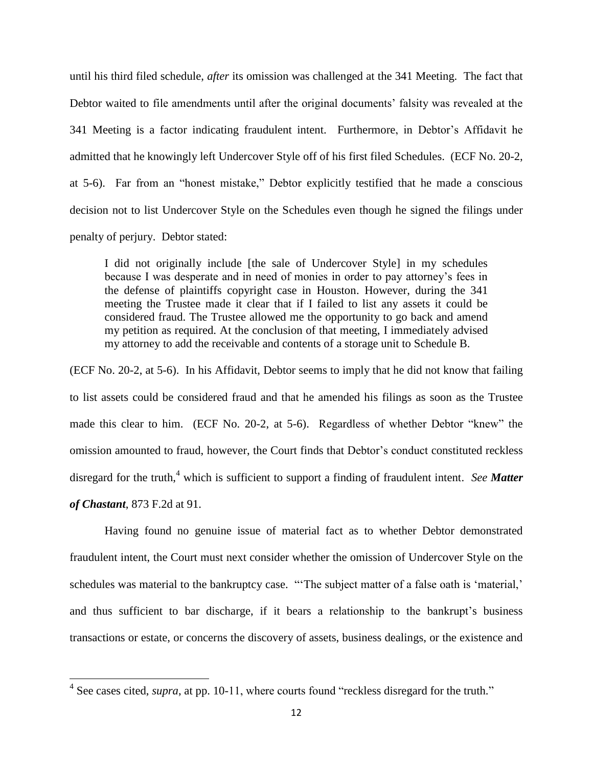until his third filed schedule, *after* its omission was challenged at the 341 Meeting. The fact that Debtor waited to file amendments until after the original documents' falsity was revealed at the 341 Meeting is a factor indicating fraudulent intent. Furthermore, in Debtor's Affidavit he admitted that he knowingly left Undercover Style off of his first filed Schedules. (ECF No. 20-2, at 5-6). Far from an "honest mistake," Debtor explicitly testified that he made a conscious decision not to list Undercover Style on the Schedules even though he signed the filings under penalty of perjury. Debtor stated:

> I did not originally include [the sale of Undercover Style] in my schedules because I was desperate and in need of monies in order to pay attorney's fees in the defense of plaintiffs copyright case in Houston. However, during the 341 meeting the Trustee made it clear that if I failed to list any assets it could be considered fraud. The Trustee allowed me the opportunity to go back and amend my petition as required. At the conclusion of that meeting, I immediately advised my attorney to add the receivable and contents of a storage unit to Schedule B.

(ECF No. 20-2, at 5-6). In his Affidavit, Debtor seems to imply that he did not know that failing to list assets could be considered fraud and that he amended his filings as soon as the Trustee made this clear to him. (ECF No. 20-2, at 5-6). Regardless of whether Debtor "knew" the omission amounted to fraud, however, the Court finds that Debtor's conduct constituted reckless disregard for the truth,[4] which is sufficient to support a finding of fraudulent intent. *See **Matter of Chastant***, 873 F.2d at 91.

Having found no genuine issue of material fact as to whether Debtor demonstrated fraudulent intent, the Court must next consider whether the omission of Undercover Style on the schedules was material to the bankruptcy case. "'The subject matter of a false oath is 'material,' and thus sufficient to bar discharge, if it bears a relationship to the bankrupt's business transactions or estate, or concerns the discovery of assets, business dealings, or the existence and

---

[4] See cases cited, *supra*, at pp. 10-11, where courts found "reckless disregard for the truth."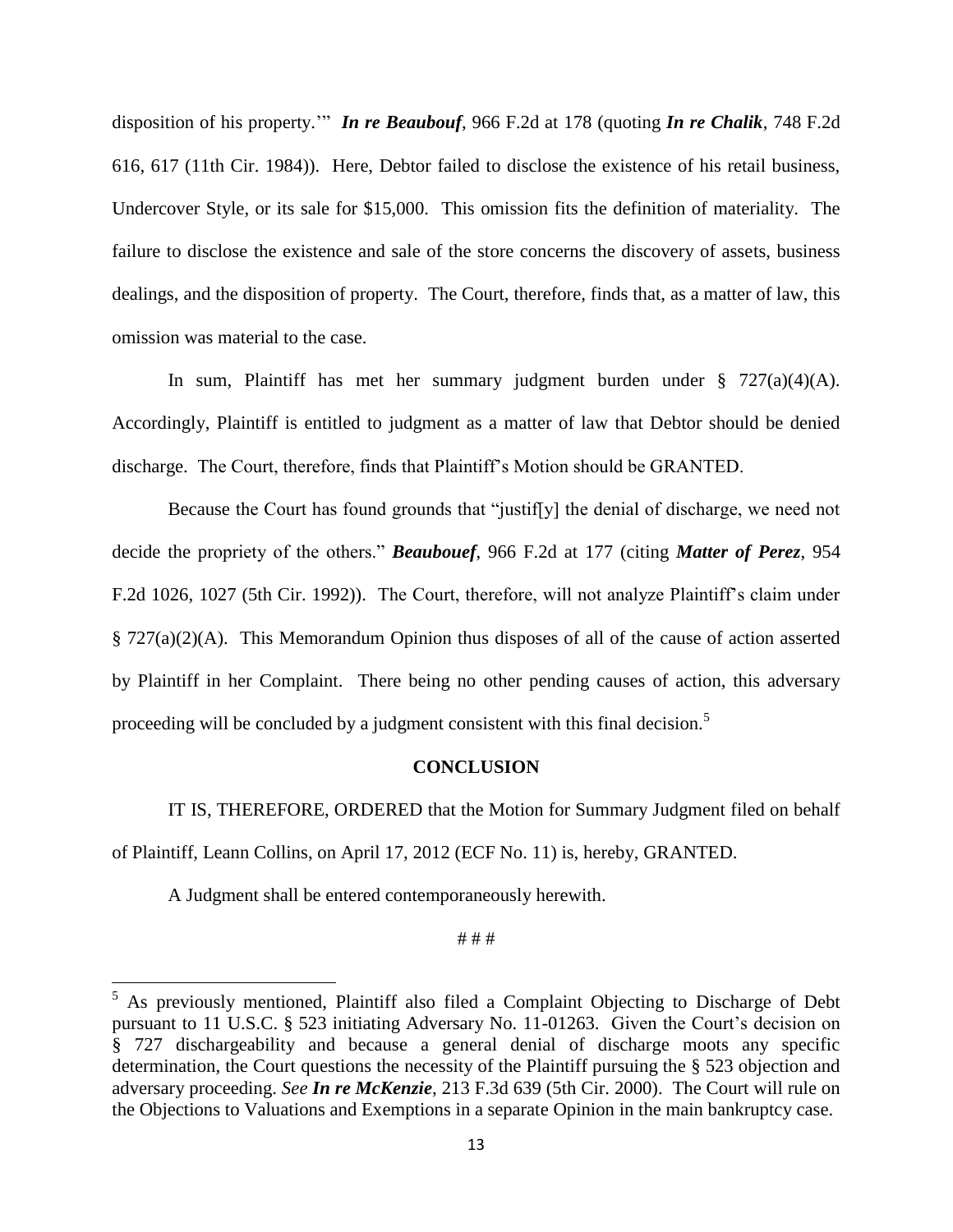disposition of his property.'" ***In re Beaubouf***, 966 F.2d at 178 (quoting ***In re Chalik***, 748 F.2d 616, 617 (11th Cir. 1984)). Here, Debtor failed to disclose the existence of his retail business, Undercover Style, or its sale for $15,000. This omission fits the definition of materiality. The failure to disclose the existence and sale of the store concerns the discovery of assets, business dealings, and the disposition of property. The Court, therefore, finds that, as a matter of law, this omission was material to the case.

In sum, Plaintiff has met her summary judgment burden under § 727(a)(4)(A). Accordingly, Plaintiff is entitled to judgment as a matter of law that Debtor should be denied discharge. The Court, therefore, finds that Plaintiff's Motion should be GRANTED.

Because the Court has found grounds that "justif[y] the denial of discharge, we need not decide the propriety of the others." ***Beaubouef***, 966 F.2d at 177 (citing ***Matter of Perez***, 954 F.2d 1026, 1027 (5th Cir. 1992)). The Court, therefore, will not analyze Plaintiff's claim under § 727(a)(2)(A). This Memorandum Opinion thus disposes of all of the cause of action asserted by Plaintiff in her Complaint. There being no other pending causes of action, this adversary proceeding will be concluded by a judgment consistent with this final decision.[5]

## CONCLUSION

IT IS, THEREFORE, ORDERED that the Motion for Summary Judgment filed on behalf of Plaintiff, Leann Collins, on April 17, 2012 (ECF No. 11) is, hereby, GRANTED.

A Judgment shall be entered contemporaneously herewith.

# # #

[5] As previously mentioned, Plaintiff also filed a Complaint Objecting to Discharge of Debt pursuant to 11 U.S.C. § 523 initiating Adversary No. 11-01263. Given the Court's decision on § 727 dischargeability and because a general denial of discharge moots any specific determination, the Court questions the necessity of the Plaintiff pursuing the § 523 objection and adversary proceeding. *See* ***In re McKenzie***, 213 F.3d 639 (5th Cir. 2000). The Court will rule on the Objections to Valuations and Exemptions in a separate Opinion in the main bankruptcy case.